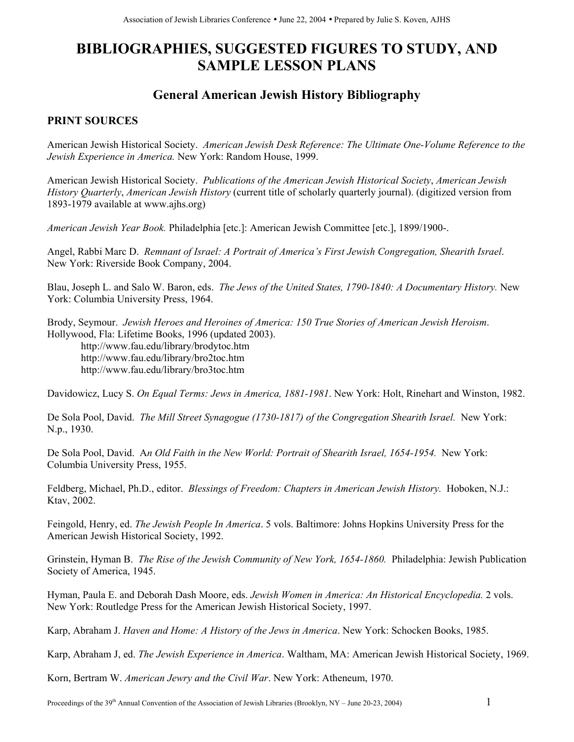# BIBLIOGRAPHIES, SUGGESTED FIGURES TO STUDY, AND SAMPLE LESSON PLANS

## General American Jewish History Bibliography

### PRINT SOURCES

American Jewish Historical Society. *American Jewish Desk Reference: The Ultimate One-Volume Reference to the Jewish Experience in America.* New York: Random House, 1999.

American Jewish Historical Society. *Publications of the American Jewish Historical Society*, *American Jewish History Quarterly*, *American Jewish History* (current title of scholarly quarterly journal). (digitized version from 1893-1979 available at www.ajhs.org)

*American Jewish Year Book.* Philadelphia [etc.]: American Jewish Committee [etc.], 1899/1900-.

Angel, Rabbi Marc D. *Remnant of Israel: A Portrait of America's First Jewish Congregation, Shearith Israel*. New York: Riverside Book Company, 2004.

Blau, Joseph L. and Salo W. Baron, eds. *The Jews of the United States, 1790-1840: A Documentary History.* New York: Columbia University Press, 1964.

Brody, Seymour. *Jewish Heroes and Heroines of America: 150 True Stories of American Jewish Heroism*. Hollywood, Fla: Lifetime Books, 1996 (updated 2003).
http://www.fau.edu/library/brodytoc.htm
http://www.fau.edu/library/bro2toc.htm
http://www.fau.edu/library/bro3toc.htm

Davidowicz, Lucy S. *On Equal Terms: Jews in America, 1881-1981*. New York: Holt, Rinehart and Winston, 1982.

De Sola Pool, David. *The Mill Street Synagogue (1730-1817) of the Congregation Shearith Israel.* New York: N.p., 1930.

De Sola Pool, David. A*n Old Faith in the New World: Portrait of Shearith Israel, 1654-1954.* New York: Columbia University Press, 1955.

Feldberg, Michael, Ph.D., editor. *Blessings of Freedom: Chapters in American Jewish History.* Hoboken, N.J.: Ktav, 2002.

Feingold, Henry, ed. *The Jewish People In America*. 5 vols. Baltimore: Johns Hopkins University Press for the American Jewish Historical Society, 1992.

Grinstein, Hyman B. *The Rise of the Jewish Community of New York, 1654-1860.* Philadelphia: Jewish Publication Society of America, 1945.

Hyman, Paula E. and Deborah Dash Moore, eds. *Jewish Women in America: An Historical Encyclopedia.* 2 vols. New York: Routledge Press for the American Jewish Historical Society, 1997.

Karp, Abraham J. *Haven and Home: A History of the Jews in America*. New York: Schocken Books, 1985.

Karp, Abraham J, ed. *The Jewish Experience in America*. Waltham, MA: American Jewish Historical Society, 1969.

Korn, Bertram W. *American Jewry and the Civil War*. New York: Atheneum, 1970.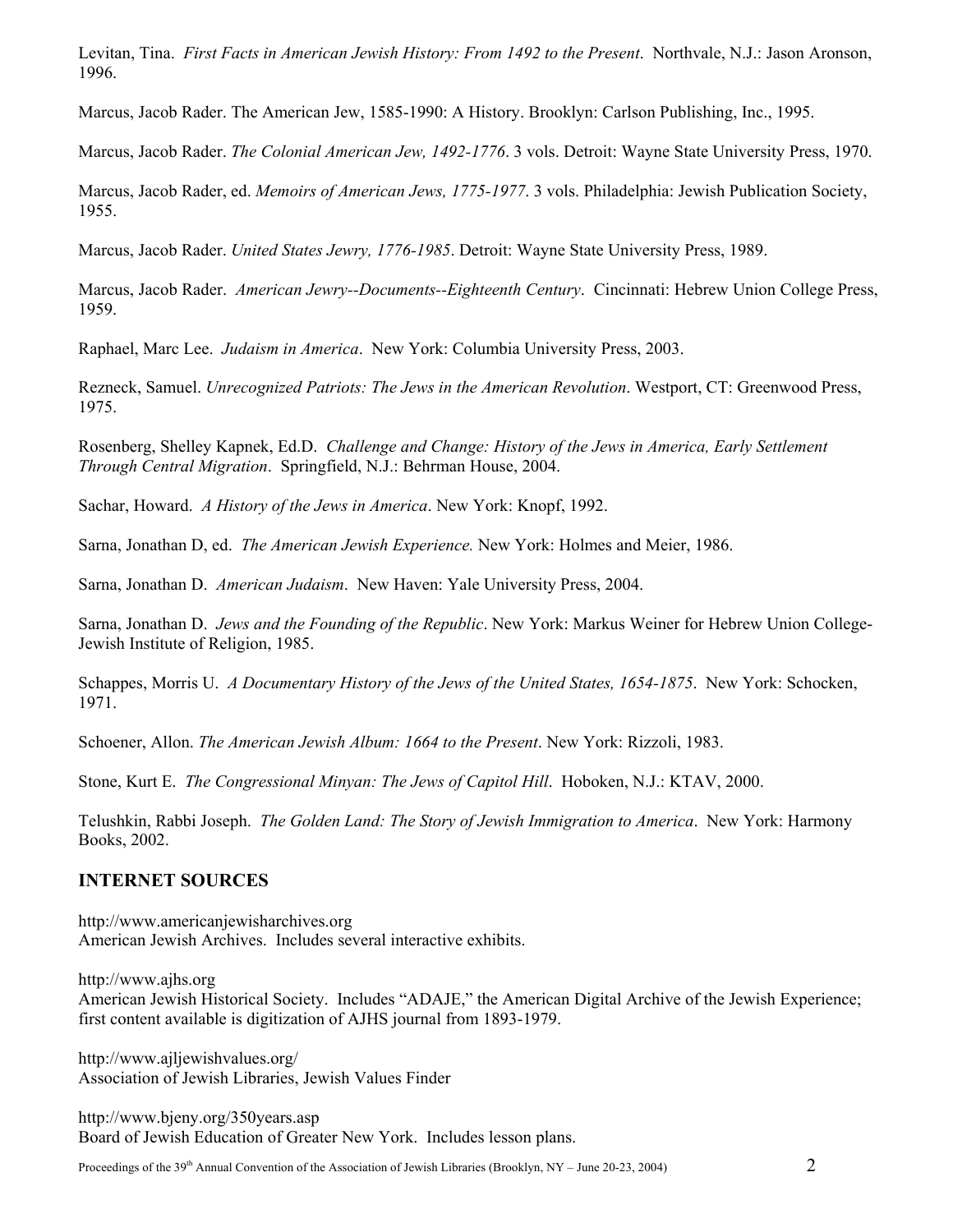Levitan, Tina. *First Facts in American Jewish History: From 1492 to the Present*. Northvale, N.J.: Jason Aronson, 1996.

Marcus, Jacob Rader. The American Jew, 1585-1990: A History. Brooklyn: Carlson Publishing, Inc., 1995.

Marcus, Jacob Rader. *The Colonial American Jew, 1492-1776*. 3 vols. Detroit: Wayne State University Press, 1970.

Marcus, Jacob Rader, ed. *Memoirs of American Jews, 1775-1977*. 3 vols. Philadelphia: Jewish Publication Society, 1955.

Marcus, Jacob Rader. *United States Jewry, 1776-1985*. Detroit: Wayne State University Press, 1989.

Marcus, Jacob Rader. *American Jewry--Documents--Eighteenth Century*. Cincinnati: Hebrew Union College Press, 1959.

Raphael, Marc Lee. *Judaism in America*. New York: Columbia University Press, 2003.

Rezneck, Samuel. *Unrecognized Patriots: The Jews in the American Revolution*. Westport, CT: Greenwood Press, 1975.

Rosenberg, Shelley Kapnek, Ed.D. *Challenge and Change: History of the Jews in America, Early Settlement Through Central Migration*. Springfield, N.J.: Behrman House, 2004.

Sachar, Howard. *A History of the Jews in America*. New York: Knopf, 1992.

Sarna, Jonathan D, ed. *The American Jewish Experience.* New York: Holmes and Meier, 1986.

Sarna, Jonathan D. *American Judaism*. New Haven: Yale University Press, 2004.

Sarna, Jonathan D. *Jews and the Founding of the Republic*. New York: Markus Weiner for Hebrew Union College-Jewish Institute of Religion, 1985.

Schappes, Morris U. *A Documentary History of the Jews of the United States, 1654-1875*. New York: Schocken, 1971.

Schoener, Allon. *The American Jewish Album: 1664 to the Present*. New York: Rizzoli, 1983.

Stone, Kurt E. *The Congressional Minyan: The Jews of Capitol Hill*. Hoboken, N.J.: KTAV, 2000.

Telushkin, Rabbi Joseph. *The Golden Land: The Story of Jewish Immigration to America*. New York: Harmony Books, 2002.

## INTERNET SOURCES

http://www.americanjewisharchives.org
American Jewish Archives. Includes several interactive exhibits.

http://www.ajhs.org
American Jewish Historical Society. Includes "ADAJE," the American Digital Archive of the Jewish Experience; first content available is digitization of AJHS journal from 1893-1979.

http://www.ajljewishvalues.org/
Association of Jewish Libraries, Jewish Values Finder

http://www.bjeny.org/350years.asp
Board of Jewish Education of Greater New York. Includes lesson plans.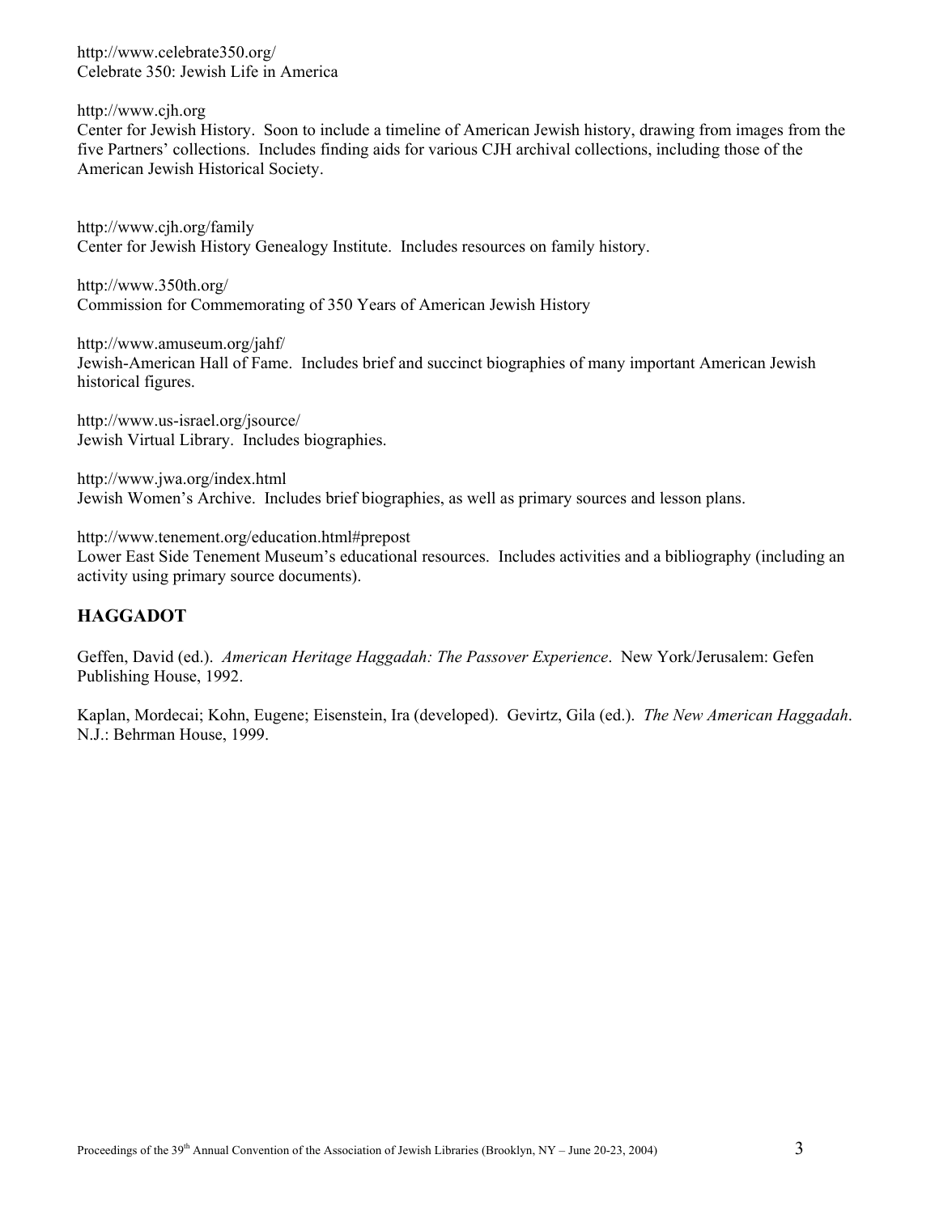http://www.celebrate350.org/
Celebrate 350: Jewish Life in America

http://www.cjh.org
Center for Jewish History. Soon to include a timeline of American Jewish history, drawing from images from the five Partners' collections. Includes finding aids for various CJH archival collections, including those of the American Jewish Historical Society.

http://www.cjh.org/family
Center for Jewish History Genealogy Institute. Includes resources on family history.

http://www.350th.org/
Commission for Commemorating of 350 Years of American Jewish History

http://www.amuseum.org/jahf/
Jewish-American Hall of Fame. Includes brief and succinct biographies of many important American Jewish historical figures.

http://www.us-israel.org/jsource/
Jewish Virtual Library. Includes biographies.

http://www.jwa.org/index.html
Jewish Women's Archive. Includes brief biographies, as well as primary sources and lesson plans.

http://www.tenement.org/education.html#prepost
Lower East Side Tenement Museum's educational resources. Includes activities and a bibliography (including an activity using primary source documents).

## HAGGADOT

Geffen, David (ed.). *American Heritage Haggadah: The Passover Experience*. New York/Jerusalem: Gefen Publishing House, 1992.

Kaplan, Mordecai; Kohn, Eugene; Eisenstein, Ira (developed). Gevirtz, Gila (ed.). *The New American Haggadah*. N.J.: Behrman House, 1999.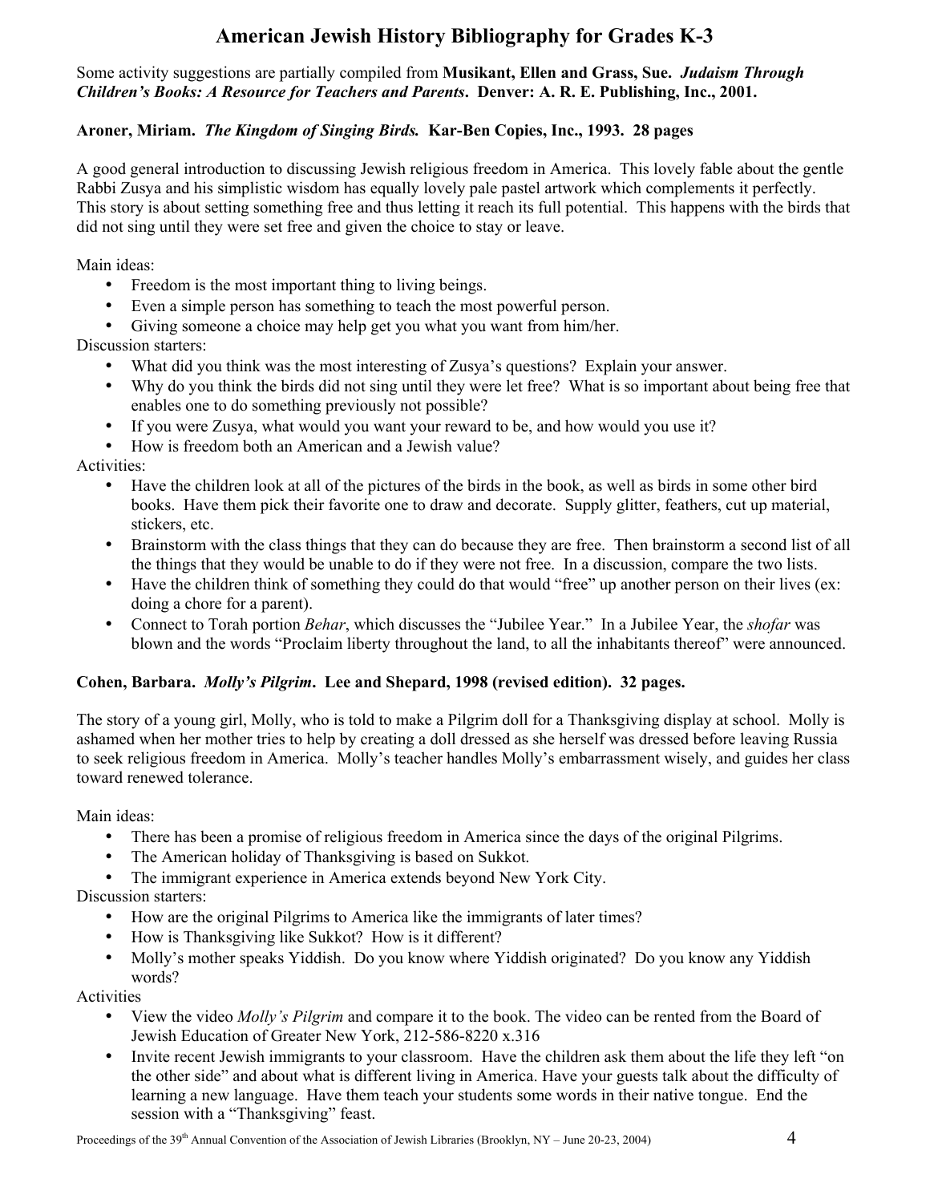# American Jewish History Bibliography for Grades K-3

Some activity suggestions are partially compiled from **Musikant, Ellen and Grass, Sue.** ***Judaism Through Children's Books: A Resource for Teachers and Parents*****. Denver: A. R. E. Publishing, Inc., 2001.**

**Aroner, Miriam.** ***The Kingdom of Singing Birds.*** **Kar-Ben Copies, Inc., 1993. 28 pages**

A good general introduction to discussing Jewish religious freedom in America. This lovely fable about the gentle Rabbi Zusya and his simplistic wisdom has equally lovely pale pastel artwork which complements it perfectly. This story is about setting something free and thus letting it reach its full potential. This happens with the birds that did not sing until they were set free and given the choice to stay or leave.

Main ideas:

- Freedom is the most important thing to living beings.
- Even a simple person has something to teach the most powerful person.
- Giving someone a choice may help get you what you want from him/her.

Discussion starters:

- What did you think was the most interesting of Zusya's questions? Explain your answer.
- Why do you think the birds did not sing until they were let free? What is so important about being free that enables one to do something previously not possible?
- If you were Zusya, what would you want your reward to be, and how would you use it?
- How is freedom both an American and a Jewish value?

Activities:

- Have the children look at all of the pictures of the birds in the book, as well as birds in some other bird books. Have them pick their favorite one to draw and decorate. Supply glitter, feathers, cut up material, stickers, etc.
- Brainstorm with the class things that they can do because they are free. Then brainstorm a second list of all the things that they would be unable to do if they were not free. In a discussion, compare the two lists.
- Have the children think of something they could do that would "free" up another person on their lives (ex: doing a chore for a parent).
- Connect to Torah portion *Behar*, which discusses the "Jubilee Year." In a Jubilee Year, the *shofar* was blown and the words "Proclaim liberty throughout the land, to all the inhabitants thereof" were announced.

**Cohen, Barbara.** ***Molly's Pilgrim*****. Lee and Shepard, 1998 (revised edition). 32 pages.**

The story of a young girl, Molly, who is told to make a Pilgrim doll for a Thanksgiving display at school. Molly is ashamed when her mother tries to help by creating a doll dressed as she herself was dressed before leaving Russia to seek religious freedom in America. Molly's teacher handles Molly's embarrassment wisely, and guides her class toward renewed tolerance.

Main ideas:

- There has been a promise of religious freedom in America since the days of the original Pilgrims.
- The American holiday of Thanksgiving is based on Sukkot.
- The immigrant experience in America extends beyond New York City.

Discussion starters:

- How are the original Pilgrims to America like the immigrants of later times?
- How is Thanksgiving like Sukkot? How is it different?
- Molly's mother speaks Yiddish. Do you know where Yiddish originated? Do you know any Yiddish words?

Activities

- View the video *Molly's Pilgrim* and compare it to the book. The video can be rented from the Board of Jewish Education of Greater New York, 212-586-8220 x.316
- Invite recent Jewish immigrants to your classroom. Have the children ask them about the life they left "on the other side" and about what is different living in America. Have your guests talk about the difficulty of learning a new language. Have them teach your students some words in their native tongue. End the session with a "Thanksgiving" feast.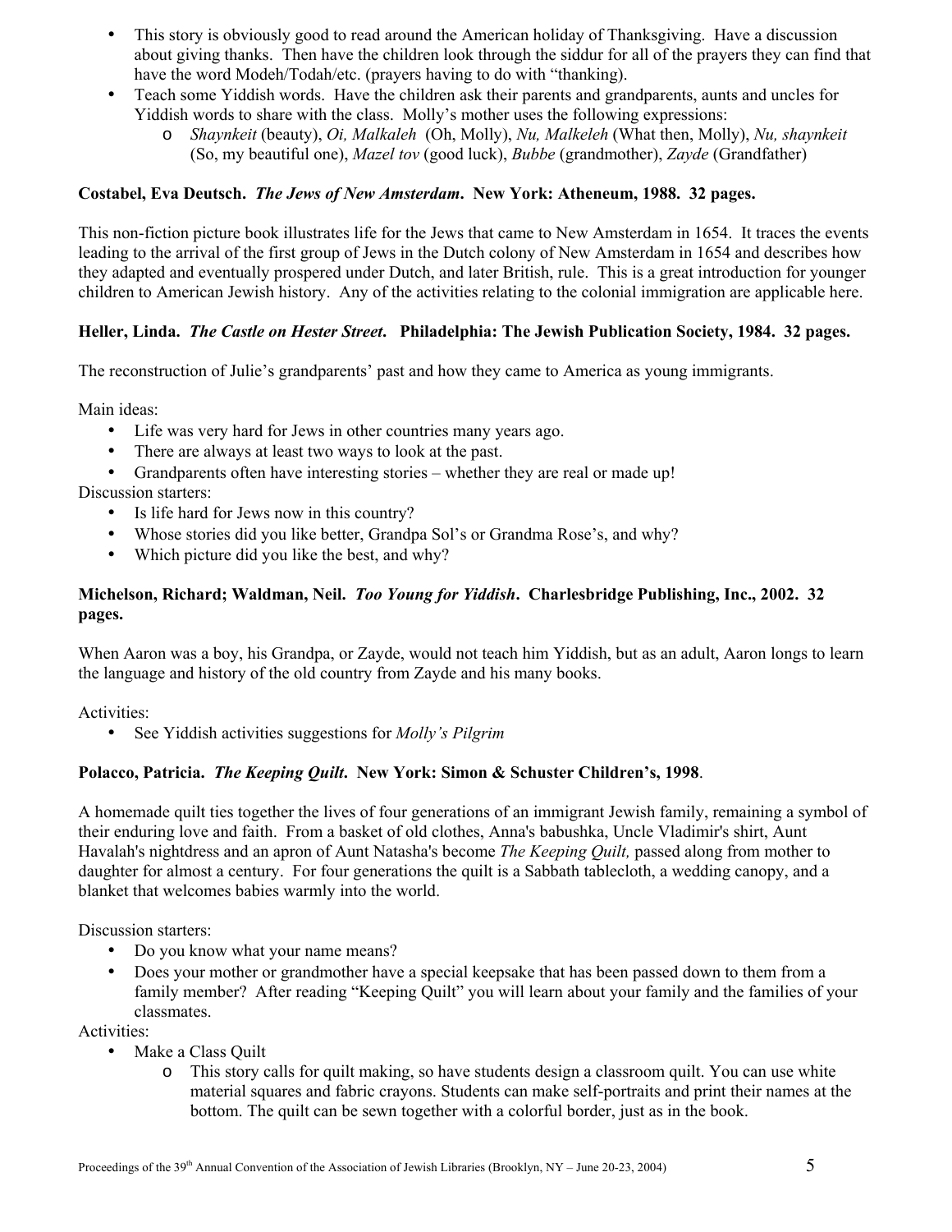- This story is obviously good to read around the American holiday of Thanksgiving. Have a discussion about giving thanks. Then have the children look through the siddur for all of the prayers they can find that have the word Modeh/Todah/etc. (prayers having to do with "thanking).
- Teach some Yiddish words. Have the children ask their parents and grandparents, aunts and uncles for Yiddish words to share with the class. Molly's mother uses the following expressions:
  - *Shaynkeit* (beauty), *Oi, Malkaleh* (Oh, Molly), *Nu, Malkeleh* (What then, Molly), *Nu, shaynkeit* (So, my beautiful one), *Mazel tov* (good luck), *Bubbe* (grandmother), *Zayde* (Grandfather)

**Costabel, Eva Deutsch. *The Jews of New Amsterdam*. New York: Atheneum, 1988. 32 pages.**

This non-fiction picture book illustrates life for the Jews that came to New Amsterdam in 1654. It traces the events leading to the arrival of the first group of Jews in the Dutch colony of New Amsterdam in 1654 and describes how they adapted and eventually prospered under Dutch, and later British, rule. This is a great introduction for younger children to American Jewish history. Any of the activities relating to the colonial immigration are applicable here.

**Heller, Linda. *The Castle on Hester Street*. Philadelphia: The Jewish Publication Society, 1984. 32 pages.**

The reconstruction of Julie's grandparents' past and how they came to America as young immigrants.

Main ideas:

- Life was very hard for Jews in other countries many years ago.
- There are always at least two ways to look at the past.
- Grandparents often have interesting stories – whether they are real or made up!

Discussion starters:

- Is life hard for Jews now in this country?
- Whose stories did you like better, Grandpa Sol's or Grandma Rose's, and why?
- Which picture did you like the best, and why?

**Michelson, Richard; Waldman, Neil. *Too Young for Yiddish*. Charlesbridge Publishing, Inc., 2002. 32 pages.**

When Aaron was a boy, his Grandpa, or Zayde, would not teach him Yiddish, but as an adult, Aaron longs to learn the language and history of the old country from Zayde and his many books.

Activities:

- See Yiddish activities suggestions for *Molly's Pilgrim*

**Polacco, Patricia. *The Keeping Quilt*. New York: Simon & Schuster Children's, 1998**.

A homemade quilt ties together the lives of four generations of an immigrant Jewish family, remaining a symbol of their enduring love and faith. From a basket of old clothes, Anna's babushka, Uncle Vladimir's shirt, Aunt Havalah's nightdress and an apron of Aunt Natasha's become *The Keeping Quilt,* passed along from mother to daughter for almost a century. For four generations the quilt is a Sabbath tablecloth, a wedding canopy, and a blanket that welcomes babies warmly into the world.

Discussion starters:

- Do you know what your name means?
- Does your mother or grandmother have a special keepsake that has been passed down to them from a family member? After reading "Keeping Quilt" you will learn about your family and the families of your classmates.

Activities:

- Make a Class Quilt
  - This story calls for quilt making, so have students design a classroom quilt. You can use white material squares and fabric crayons. Students can make self-portraits and print their names at the bottom. The quilt can be sewn together with a colorful border, just as in the book.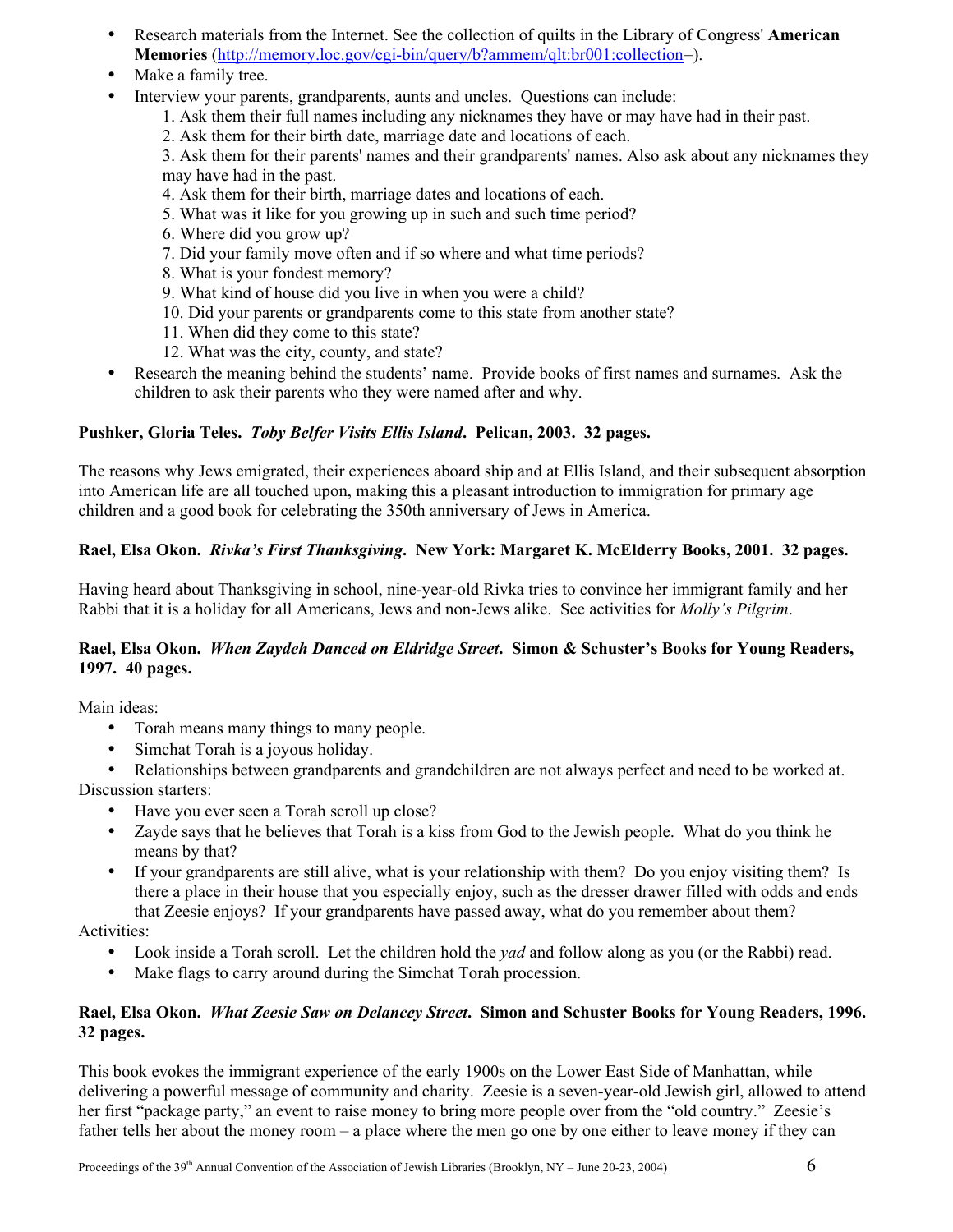- Research materials from the Internet. See the collection of quilts in the Library of Congress' **American Memories** (http://memory.loc.gov/cgi-bin/query/b?ammem/qlt:br001:collection=).
- Make a family tree.
- Interview your parents, grandparents, aunts and uncles. Questions can include:
  1. Ask them their full names including any nicknames they have or may have had in their past.
  2. Ask them for their birth date, marriage date and locations of each.
  3. Ask them for their parents' names and their grandparents' names. Also ask about any nicknames they may have had in the past.
  4. Ask them for their birth, marriage dates and locations of each.
  5. What was it like for you growing up in such and such time period?
  6. Where did you grow up?
  7. Did your family move often and if so where and what time periods?
  8. What is your fondest memory?
  9. What kind of house did you live in when you were a child?
  10. Did your parents or grandparents come to this state from another state?
  11. When did they come to this state?
  12. What was the city, county, and state?
- Research the meaning behind the students' name. Provide books of first names and surnames. Ask the children to ask their parents who they were named after and why.

**Pushker, Gloria Teles. *Toby Belfer Visits Ellis Island*. Pelican, 2003. 32 pages.**

The reasons why Jews emigrated, their experiences aboard ship and at Ellis Island, and their subsequent absorption into American life are all touched upon, making this a pleasant introduction to immigration for primary age children and a good book for celebrating the 350th anniversary of Jews in America.

**Rael, Elsa Okon. *Rivka's First Thanksgiving*. New York: Margaret K. McElderry Books, 2001. 32 pages.**

Having heard about Thanksgiving in school, nine-year-old Rivka tries to convince her immigrant family and her Rabbi that it is a holiday for all Americans, Jews and non-Jews alike. See activities for *Molly's Pilgrim*.

**Rael, Elsa Okon. *When Zaydeh Danced on Eldridge Street*. Simon & Schuster's Books for Young Readers, 1997. 40 pages.**

Main ideas:

- Torah means many things to many people.
- Simchat Torah is a joyous holiday.
- Relationships between grandparents and grandchildren are not always perfect and need to be worked at.

Discussion starters:

- Have you ever seen a Torah scroll up close?
- Zayde says that he believes that Torah is a kiss from God to the Jewish people. What do you think he means by that?
- If your grandparents are still alive, what is your relationship with them? Do you enjoy visiting them? Is there a place in their house that you especially enjoy, such as the dresser drawer filled with odds and ends that Zeesie enjoys? If your grandparents have passed away, what do you remember about them?

Activities:

- Look inside a Torah scroll. Let the children hold the *yad* and follow along as you (or the Rabbi) read.
- Make flags to carry around during the Simchat Torah procession.

**Rael, Elsa Okon. *What Zeesie Saw on Delancey Street*. Simon and Schuster Books for Young Readers, 1996. 32 pages.**

This book evokes the immigrant experience of the early 1900s on the Lower East Side of Manhattan, while delivering a powerful message of community and charity. Zeesie is a seven-year-old Jewish girl, allowed to attend her first "package party," an event to raise money to bring more people over from the "old country." Zeesie's father tells her about the money room – a place where the men go one by one either to leave money if they can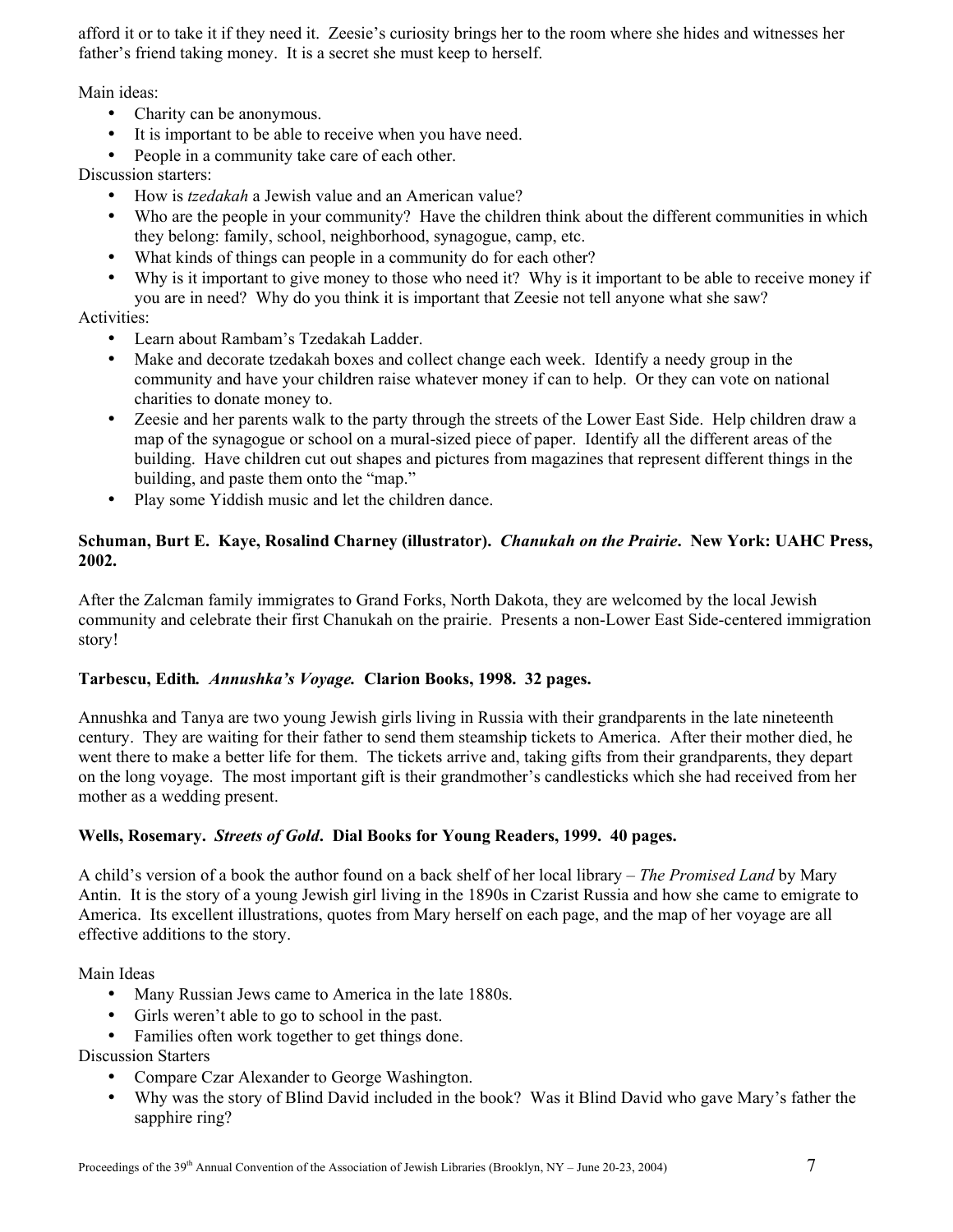afford it or to take it if they need it. Zeesie's curiosity brings her to the room where she hides and witnesses her father's friend taking money. It is a secret she must keep to herself.

Main ideas:

- Charity can be anonymous.
- It is important to be able to receive when you have need.
- People in a community take care of each other.

Discussion starters:

- How is *tzedakah* a Jewish value and an American value?
- Who are the people in your community? Have the children think about the different communities in which they belong: family, school, neighborhood, synagogue, camp, etc.
- What kinds of things can people in a community do for each other?
- Why is it important to give money to those who need it? Why is it important to be able to receive money if you are in need? Why do you think it is important that Zeesie not tell anyone what she saw?

Activities:

- Learn about Rambam's Tzedakah Ladder.
- Make and decorate tzedakah boxes and collect change each week. Identify a needy group in the community and have your children raise whatever money if can to help. Or they can vote on national charities to donate money to.
- Zeesie and her parents walk to the party through the streets of the Lower East Side. Help children draw a map of the synagogue or school on a mural-sized piece of paper. Identify all the different areas of the building. Have children cut out shapes and pictures from magazines that represent different things in the building, and paste them onto the "map."
- Play some Yiddish music and let the children dance.

**Schuman, Burt E. Kaye, Rosalind Charney (illustrator). *Chanukah on the Prairie*. New York: UAHC Press, 2002.**

After the Zalcman family immigrates to Grand Forks, North Dakota, they are welcomed by the local Jewish community and celebrate their first Chanukah on the prairie. Presents a non-Lower East Side-centered immigration story!

**Tarbescu, Edith. *Annushka's Voyage.* Clarion Books, 1998. 32 pages.**

Annushka and Tanya are two young Jewish girls living in Russia with their grandparents in the late nineteenth century. They are waiting for their father to send them steamship tickets to America. After their mother died, he went there to make a better life for them. The tickets arrive and, taking gifts from their grandparents, they depart on the long voyage. The most important gift is their grandmother's candlesticks which she had received from her mother as a wedding present.

**Wells, Rosemary. *Streets of Gold*. Dial Books for Young Readers, 1999. 40 pages.**

A child's version of a book the author found on a back shelf of her local library – *The Promised Land* by Mary Antin. It is the story of a young Jewish girl living in the 1890s in Czarist Russia and how she came to emigrate to America. Its excellent illustrations, quotes from Mary herself on each page, and the map of her voyage are all effective additions to the story.

Main Ideas

- Many Russian Jews came to America in the late 1880s.
- Girls weren't able to go to school in the past.
- Families often work together to get things done.

Discussion Starters

- Compare Czar Alexander to George Washington.
- Why was the story of Blind David included in the book? Was it Blind David who gave Mary's father the sapphire ring?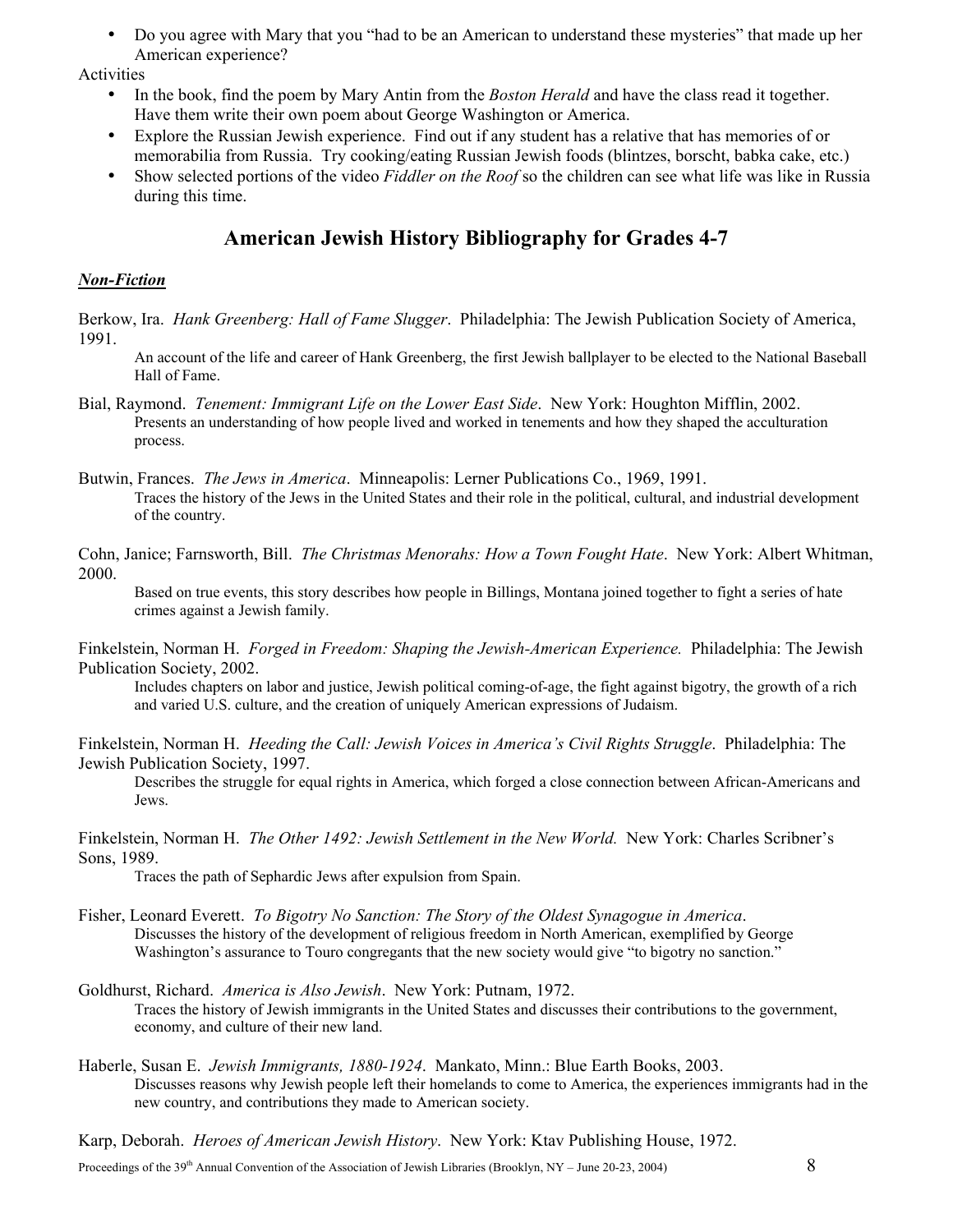- Do you agree with Mary that you "had to be an American to understand these mysteries" that made up her American experience?

Activities

- In the book, find the poem by Mary Antin from the *Boston Herald* and have the class read it together. Have them write their own poem about George Washington or America.
- Explore the Russian Jewish experience. Find out if any student has a relative that has memories of or memorabilia from Russia. Try cooking/eating Russian Jewish foods (blintzes, borscht, babka cake, etc.)
- Show selected portions of the video *Fiddler on the Roof* so the children can see what life was like in Russia during this time.

## American Jewish History Bibliography for Grades 4-7

***Non-Fiction***

Berkow, Ira. *Hank Greenberg: Hall of Fame Slugger*. Philadelphia: The Jewish Publication Society of America, 1991.

> An account of the life and career of Hank Greenberg, the first Jewish ballplayer to be elected to the National Baseball Hall of Fame.

Bial, Raymond. *Tenement: Immigrant Life on the Lower East Side*. New York: Houghton Mifflin, 2002.

> Presents an understanding of how people lived and worked in tenements and how they shaped the acculturation process.

Butwin, Frances. *The Jews in America*. Minneapolis: Lerner Publications Co., 1969, 1991.

> Traces the history of the Jews in the United States and their role in the political, cultural, and industrial development of the country.

Cohn, Janice; Farnsworth, Bill. *The Christmas Menorahs: How a Town Fought Hate*. New York: Albert Whitman, 2000.

> Based on true events, this story describes how people in Billings, Montana joined together to fight a series of hate crimes against a Jewish family.

Finkelstein, Norman H. *Forged in Freedom: Shaping the Jewish-American Experience.* Philadelphia: The Jewish Publication Society, 2002.

> Includes chapters on labor and justice, Jewish political coming-of-age, the fight against bigotry, the growth of a rich and varied U.S. culture, and the creation of uniquely American expressions of Judaism.

Finkelstein, Norman H. *Heeding the Call: Jewish Voices in America's Civil Rights Struggle*. Philadelphia: The Jewish Publication Society, 1997.

> Describes the struggle for equal rights in America, which forged a close connection between African-Americans and Jews.

Finkelstein, Norman H. *The Other 1492: Jewish Settlement in the New World.* New York: Charles Scribner's Sons, 1989.

> Traces the path of Sephardic Jews after expulsion from Spain.

Fisher, Leonard Everett. *To Bigotry No Sanction: The Story of the Oldest Synagogue in America*.

> Discusses the history of the development of religious freedom in North American, exemplified by George Washington's assurance to Touro congregants that the new society would give "to bigotry no sanction."

Goldhurst, Richard. *America is Also Jewish*. New York: Putnam, 1972.

> Traces the history of Jewish immigrants in the United States and discusses their contributions to the government, economy, and culture of their new land.

Haberle, Susan E. *Jewish Immigrants, 1880-1924*. Mankato, Minn.: Blue Earth Books, 2003.

> Discusses reasons why Jewish people left their homelands to come to America, the experiences immigrants had in the new country, and contributions they made to American society.

Karp, Deborah. *Heroes of American Jewish History*. New York: Ktav Publishing House, 1972.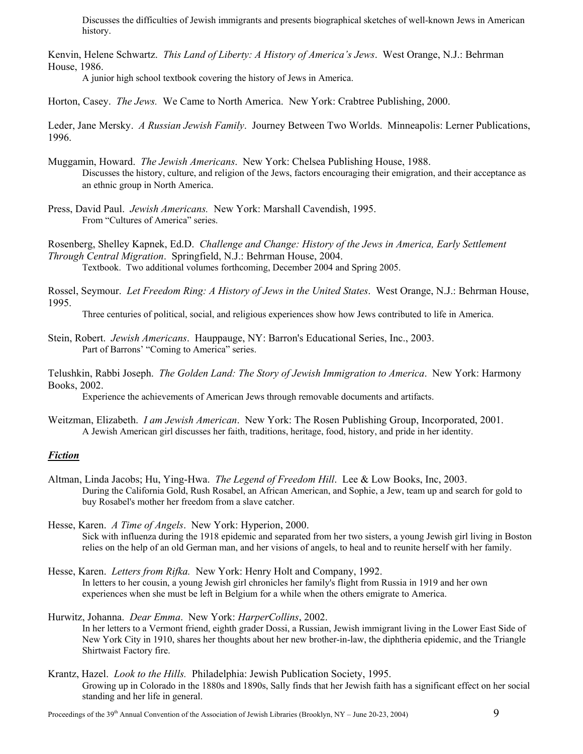Discusses the difficulties of Jewish immigrants and presents biographical sketches of well-known Jews in American history.

Kenvin, Helene Schwartz. *This Land of Liberty: A History of America's Jews*. West Orange, N.J.: Behrman House, 1986.

A junior high school textbook covering the history of Jews in America.

Horton, Casey. *The Jews.* We Came to North America. New York: Crabtree Publishing, 2000.

Leder, Jane Mersky. *A Russian Jewish Family*. Journey Between Two Worlds. Minneapolis: Lerner Publications, 1996.

Muggamin, Howard. *The Jewish Americans*. New York: Chelsea Publishing House, 1988.

Discusses the history, culture, and religion of the Jews, factors encouraging their emigration, and their acceptance as an ethnic group in North America.

Press, David Paul. *Jewish Americans.* New York: Marshall Cavendish, 1995.

From "Cultures of America" series.

Rosenberg, Shelley Kapnek, Ed.D. *Challenge and Change: History of the Jews in America, Early Settlement Through Central Migration*. Springfield, N.J.: Behrman House, 2004.

Textbook. Two additional volumes forthcoming, December 2004 and Spring 2005.

Rossel, Seymour. *Let Freedom Ring: A History of Jews in the United States*. West Orange, N.J.: Behrman House, 1995.

Three centuries of political, social, and religious experiences show how Jews contributed to life in America.

Stein, Robert. *Jewish Americans*. Hauppauge, NY: Barron's Educational Series, Inc., 2003.

Part of Barrons' "Coming to America" series.

Telushkin, Rabbi Joseph. *The Golden Land: The Story of Jewish Immigration to America*. New York: Harmony Books, 2002.

Experience the achievements of American Jews through removable documents and artifacts.

Weitzman, Elizabeth. *I am Jewish American*. New York: The Rosen Publishing Group, Incorporated, 2001.

A Jewish American girl discusses her faith, traditions, heritage, food, history, and pride in her identity.

### ***Fiction***

Altman, Linda Jacobs; Hu, Ying-Hwa. *The Legend of Freedom Hill*. Lee & Low Books, Inc, 2003.

During the California Gold, Rush Rosabel, an African American, and Sophie, a Jew, team up and search for gold to buy Rosabel's mother her freedom from a slave catcher.

Hesse, Karen. *A Time of Angels*. New York: Hyperion, 2000.

Sick with influenza during the 1918 epidemic and separated from her two sisters, a young Jewish girl living in Boston relies on the help of an old German man, and her visions of angels, to heal and to reunite herself with her family.

Hesse, Karen. *Letters from Rifka.* New York: Henry Holt and Company, 1992.

In letters to her cousin, a young Jewish girl chronicles her family's flight from Russia in 1919 and her own experiences when she must be left in Belgium for a while when the others emigrate to America.

Hurwitz, Johanna. *Dear Emma*. New York: *HarperCollins*, 2002.

In her letters to a Vermont friend, eighth grader Dossi, a Russian, Jewish immigrant living in the Lower East Side of New York City in 1910, shares her thoughts about her new brother-in-law, the diphtheria epidemic, and the Triangle Shirtwaist Factory fire.

Krantz, Hazel. *Look to the Hills.* Philadelphia: Jewish Publication Society, 1995.

Growing up in Colorado in the 1880s and 1890s, Sally finds that her Jewish faith has a significant effect on her social standing and her life in general.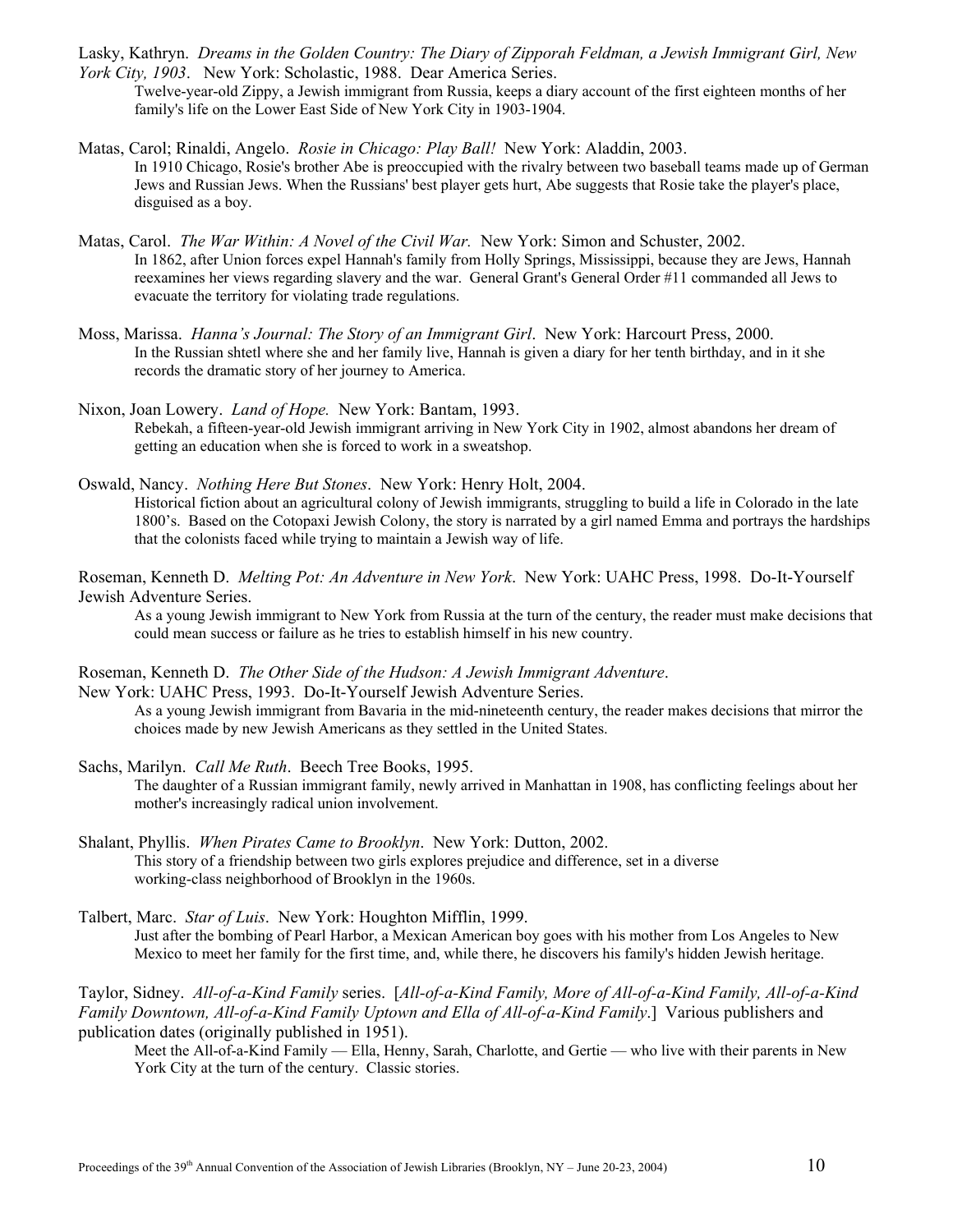Lasky, Kathryn. *Dreams in the Golden Country: The Diary of Zipporah Feldman, a Jewish Immigrant Girl, New York City, 1903*. New York: Scholastic, 1988. Dear America Series.

Twelve-year-old Zippy, a Jewish immigrant from Russia, keeps a diary account of the first eighteen months of her family's life on the Lower East Side of New York City in 1903-1904.

Matas, Carol; Rinaldi, Angelo. *Rosie in Chicago: Play Ball!* New York: Aladdin, 2003.

In 1910 Chicago, Rosie's brother Abe is preoccupied with the rivalry between two baseball teams made up of German Jews and Russian Jews. When the Russians' best player gets hurt, Abe suggests that Rosie take the player's place, disguised as a boy.

Matas, Carol. *The War Within: A Novel of the Civil War.* New York: Simon and Schuster, 2002.

In 1862, after Union forces expel Hannah's family from Holly Springs, Mississippi, because they are Jews, Hannah reexamines her views regarding slavery and the war. General Grant's General Order #11 commanded all Jews to evacuate the territory for violating trade regulations.

Moss, Marissa. *Hanna's Journal: The Story of an Immigrant Girl*. New York: Harcourt Press, 2000.

In the Russian shtetl where she and her family live, Hannah is given a diary for her tenth birthday, and in it she records the dramatic story of her journey to America.

Nixon, Joan Lowery. *Land of Hope.* New York: Bantam, 1993.

Rebekah, a fifteen-year-old Jewish immigrant arriving in New York City in 1902, almost abandons her dream of getting an education when she is forced to work in a sweatshop.

Oswald, Nancy. *Nothing Here But Stones*. New York: Henry Holt, 2004.

Historical fiction about an agricultural colony of Jewish immigrants, struggling to build a life in Colorado in the late 1800's. Based on the Cotopaxi Jewish Colony, the story is narrated by a girl named Emma and portrays the hardships that the colonists faced while trying to maintain a Jewish way of life.

Roseman, Kenneth D. *Melting Pot: An Adventure in New York*. New York: UAHC Press, 1998. Do-It-Yourself Jewish Adventure Series.

As a young Jewish immigrant to New York from Russia at the turn of the century, the reader must make decisions that could mean success or failure as he tries to establish himself in his new country.

Roseman, Kenneth D. *The Other Side of the Hudson: A Jewish Immigrant Adventure*. New York: UAHC Press, 1993. Do-It-Yourself Jewish Adventure Series.

As a young Jewish immigrant from Bavaria in the mid-nineteenth century, the reader makes decisions that mirror the choices made by new Jewish Americans as they settled in the United States.

Sachs, Marilyn. *Call Me Ruth*. Beech Tree Books, 1995.

The daughter of a Russian immigrant family, newly arrived in Manhattan in 1908, has conflicting feelings about her mother's increasingly radical union involvement.

Shalant, Phyllis. *When Pirates Came to Brooklyn*. New York: Dutton, 2002.

This story of a friendship between two girls explores prejudice and difference, set in a diverse working-class neighborhood of Brooklyn in the 1960s.

Talbert, Marc. *Star of Luis*. New York: Houghton Mifflin, 1999.

Just after the bombing of Pearl Harbor, a Mexican American boy goes with his mother from Los Angeles to New Mexico to meet her family for the first time, and, while there, he discovers his family's hidden Jewish heritage.

Taylor, Sidney. *All-of-a-Kind Family* series. [*All-of-a-Kind Family, More of All-of-a-Kind Family, All-of-a-Kind Family Downtown, All-of-a-Kind Family Uptown and Ella of All-of-a-Kind Family*.] Various publishers and publication dates (originally published in 1951).

Meet the All-of-a-Kind Family — Ella, Henny, Sarah, Charlotte, and Gertie — who live with their parents in New York City at the turn of the century. Classic stories.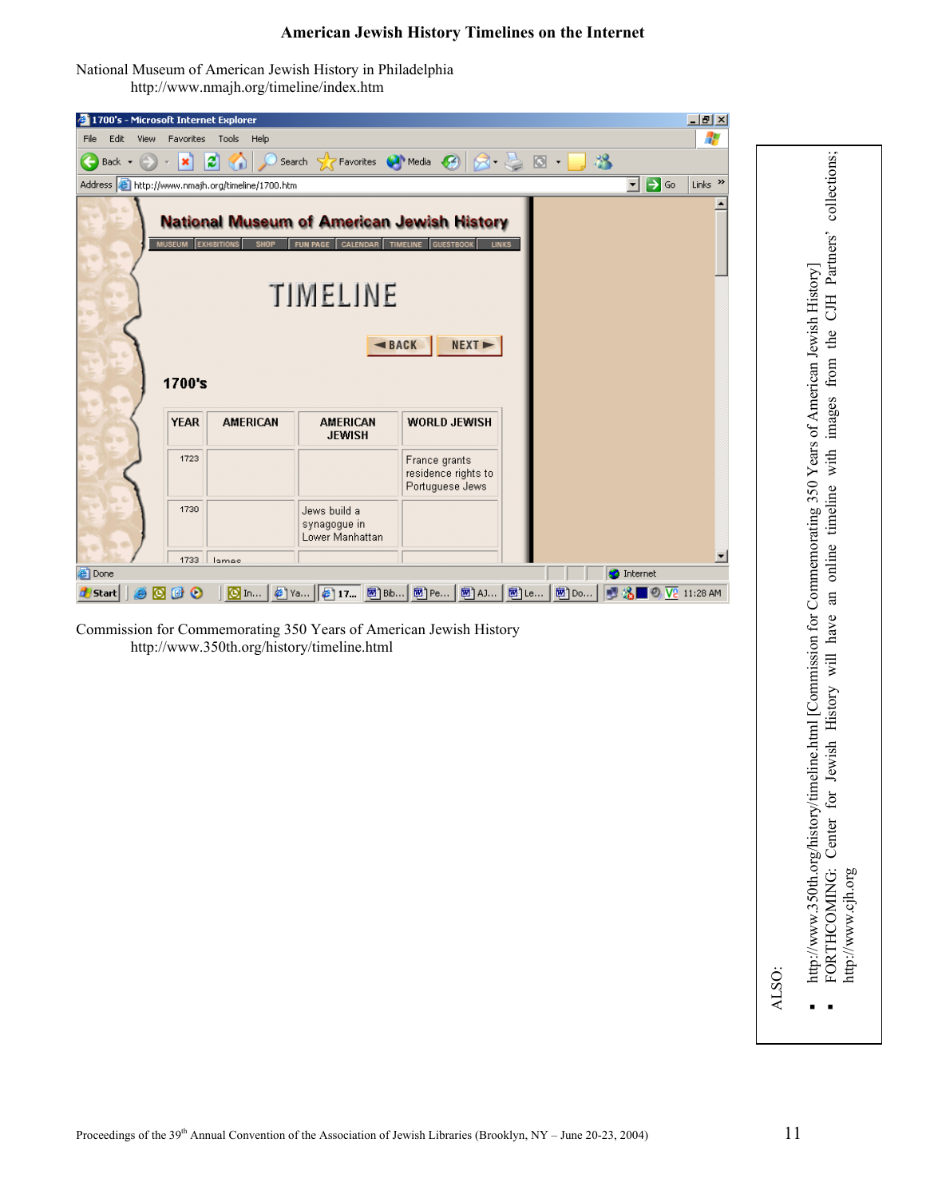# American Jewish History Timelines on the Internet

National Museum of American Jewish History in Philadelphia
http://www.nmajh.org/timeline/index.htm

1700's - Microsoft Internet Explorer

Address: http://www.nmajh.org/timeline/1700.htm

National Museum of American Jewish History

MUSEUM | EXHIBITIONS | SHOP | FUN PAGE | CALENDAR | TIMELINE | GUESTBOOK | LINKS

TIMELINE

◄BACK  NEXT►

1700's

| YEAR | AMERICAN | AMERICAN JEWISH | WORLD JEWISH |
|---|---|---|---|
| 1723 | | | France grants residence rights to Portuguese Jews |
| 1730 | | Jews build a synagogue in Lower Manhattan | |
| 1733 | James | | |

Commission for Commemorating 350 Years of American Jewish History
http://www.350th.org/history/timeline.html

ALSO:

- http://www.350th.org/history/timeline.html [Commission for Commemorating 350 Years of American Jewish History]
- FORTHCOMING: Center for Jewish History will have an online timeline with images from the CJH Partners' collections; http://www.cjh.org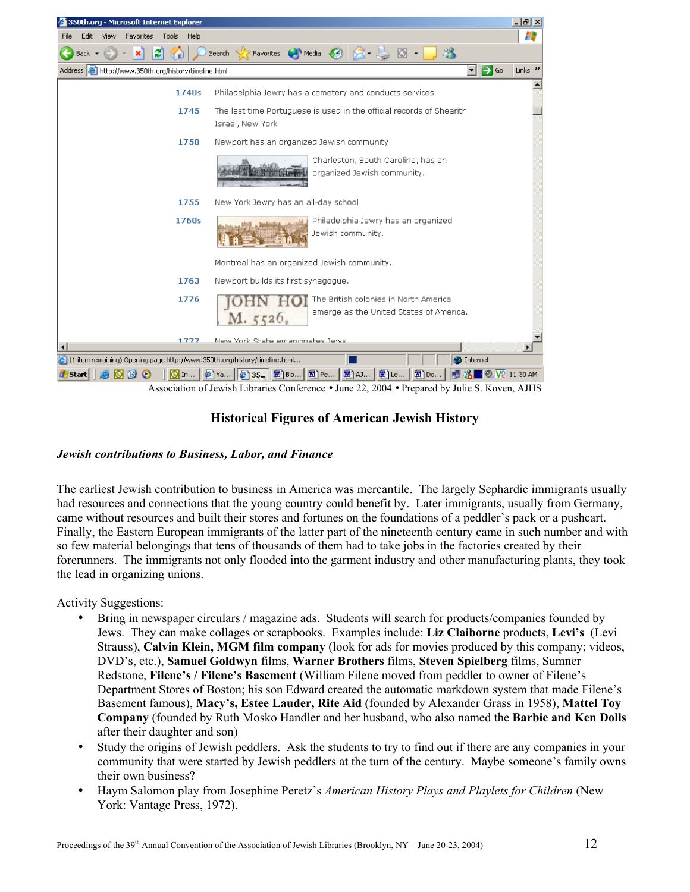Association of Jewish Libraries Conference • June 22, 2004 • Prepared by Julie S. Koven, AJHS

## Historical Figures of American Jewish History

### *Jewish contributions to Business, Labor, and Finance*

The earliest Jewish contribution to business in America was mercantile. The largely Sephardic immigrants usually had resources and connections that the young country could benefit by. Later immigrants, usually from Germany, came without resources and built their stores and fortunes on the foundations of a peddler's pack or a pushcart. Finally, the Eastern European immigrants of the latter part of the nineteenth century came in such number and with so few material belongings that tens of thousands of them had to take jobs in the factories created by their forerunners. The immigrants not only flooded into the garment industry and other manufacturing plants, they took the lead in organizing unions.

Activity Suggestions:

- Bring in newspaper circulars / magazine ads. Students will search for products/companies founded by Jews. They can make collages or scrapbooks. Examples include: **Liz Claiborne** products, **Levi's** (Levi Strauss), **Calvin Klein, MGM film company** (look for ads for movies produced by this company; videos, DVD's, etc.), **Samuel Goldwyn** films, **Warner Brothers** films, **Steven Spielberg** films, Sumner Redstone, **Filene's / Filene's Basement** (William Filene moved from peddler to owner of Filene's Department Stores of Boston; his son Edward created the automatic markdown system that made Filene's Basement famous), **Macy's, Estee Lauder, Rite Aid** (founded by Alexander Grass in 1958), **Mattel Toy Company** (founded by Ruth Mosko Handler and her husband, who also named the **Barbie and Ken Dolls** after their daughter and son)
- Study the origins of Jewish peddlers. Ask the students to try to find out if there are any companies in your community that were started by Jewish peddlers at the turn of the century. Maybe someone's family owns their own business?
- Haym Salomon play from Josephine Peretz's *American History Plays and Playlets for Children* (New York: Vantage Press, 1972).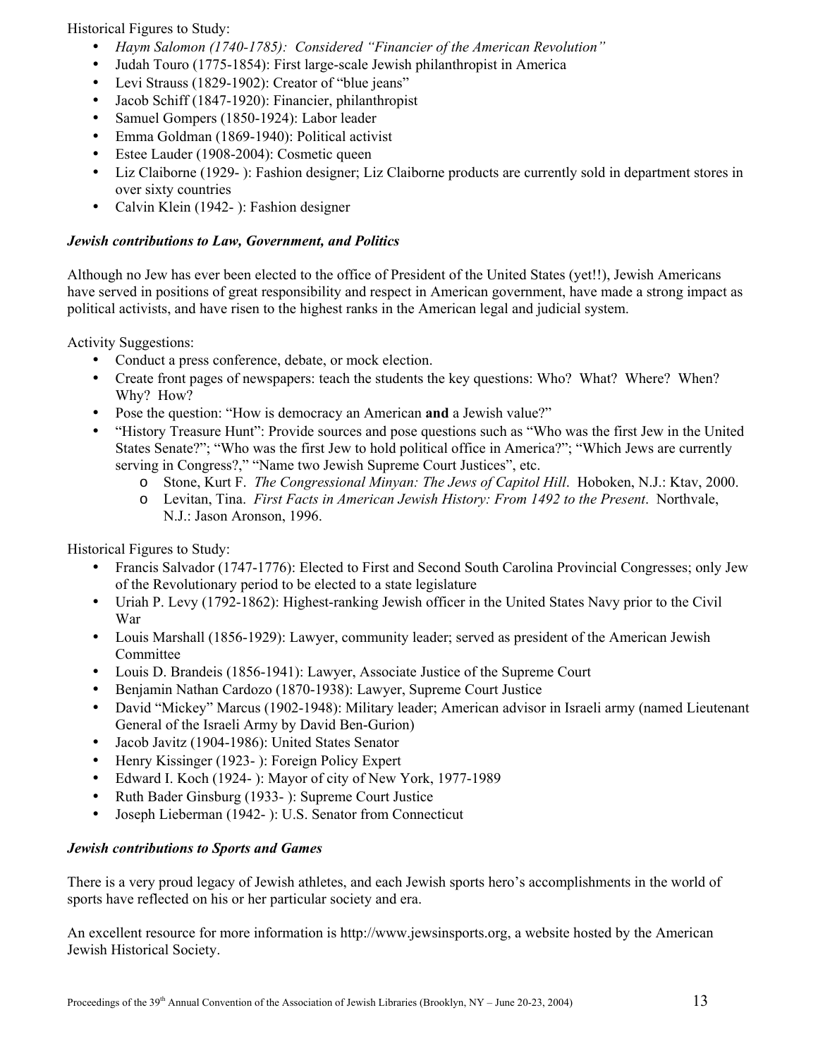Historical Figures to Study:

- *Haym Salomon (1740-1785): Considered "Financier of the American Revolution"*
- Judah Touro (1775-1854): First large-scale Jewish philanthropist in America
- Levi Strauss (1829-1902): Creator of "blue jeans"
- Jacob Schiff (1847-1920): Financier, philanthropist
- Samuel Gompers (1850-1924): Labor leader
- Emma Goldman (1869-1940): Political activist
- Estee Lauder (1908-2004): Cosmetic queen
- Liz Claiborne (1929- ): Fashion designer; Liz Claiborne products are currently sold in department stores in over sixty countries
- Calvin Klein (1942- ): Fashion designer

***Jewish contributions to Law, Government, and Politics***

Although no Jew has ever been elected to the office of President of the United States (yet!!), Jewish Americans have served in positions of great responsibility and respect in American government, have made a strong impact as political activists, and have risen to the highest ranks in the American legal and judicial system.

Activity Suggestions:

- Conduct a press conference, debate, or mock election.
- Create front pages of newspapers: teach the students the key questions: Who? What? Where? When? Why? How?
- Pose the question: "How is democracy an American **and** a Jewish value?"
- "History Treasure Hunt": Provide sources and pose questions such as "Who was the first Jew in the United States Senate?"; "Who was the first Jew to hold political office in America?"; "Which Jews are currently serving in Congress?," "Name two Jewish Supreme Court Justices", etc.
    - Stone, Kurt F. *The Congressional Minyan: The Jews of Capitol Hill*. Hoboken, N.J.: Ktav, 2000.
    - Levitan, Tina. *First Facts in American Jewish History: From 1492 to the Present*. Northvale, N.J.: Jason Aronson, 1996.

Historical Figures to Study:

- Francis Salvador (1747-1776): Elected to First and Second South Carolina Provincial Congresses; only Jew of the Revolutionary period to be elected to a state legislature
- Uriah P. Levy (1792-1862): Highest-ranking Jewish officer in the United States Navy prior to the Civil War
- Louis Marshall (1856-1929): Lawyer, community leader; served as president of the American Jewish Committee
- Louis D. Brandeis (1856-1941): Lawyer, Associate Justice of the Supreme Court
- Benjamin Nathan Cardozo (1870-1938): Lawyer, Supreme Court Justice
- David "Mickey" Marcus (1902-1948): Military leader; American advisor in Israeli army (named Lieutenant General of the Israeli Army by David Ben-Gurion)
- Jacob Javitz (1904-1986): United States Senator
- Henry Kissinger (1923- ): Foreign Policy Expert
- Edward I. Koch (1924- ): Mayor of city of New York, 1977-1989
- Ruth Bader Ginsburg (1933- ): Supreme Court Justice
- Joseph Lieberman (1942- ): U.S. Senator from Connecticut

***Jewish contributions to Sports and Games***

There is a very proud legacy of Jewish athletes, and each Jewish sports hero's accomplishments in the world of sports have reflected on his or her particular society and era.

An excellent resource for more information is http://www.jewsinsports.org, a website hosted by the American Jewish Historical Society.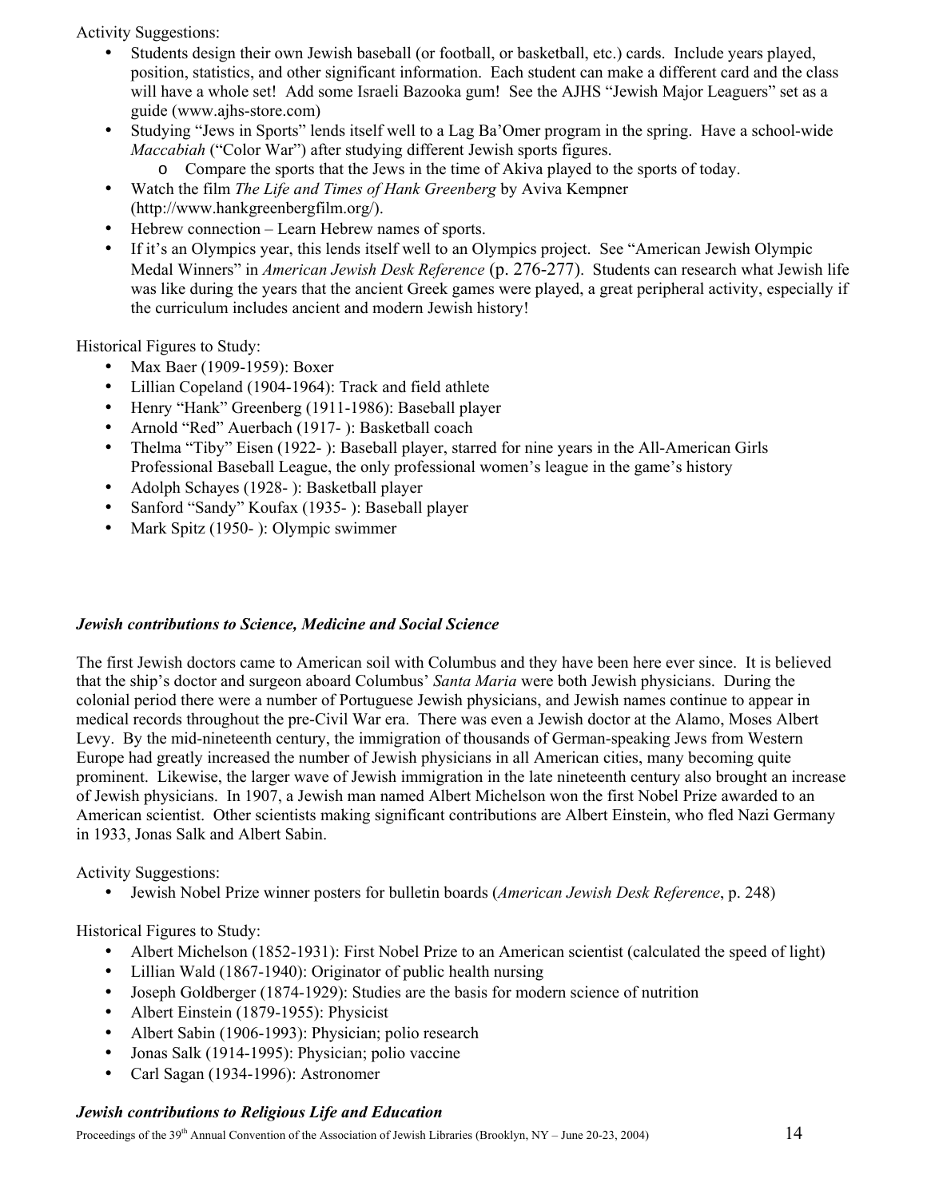Activity Suggestions:

- Students design their own Jewish baseball (or football, or basketball, etc.) cards. Include years played, position, statistics, and other significant information. Each student can make a different card and the class will have a whole set! Add some Israeli Bazooka gum! See the AJHS "Jewish Major Leaguers" set as a guide (www.ajhs-store.com)
- Studying "Jews in Sports" lends itself well to a Lag Ba'Omer program in the spring. Have a school-wide *Maccabiah* ("Color War") after studying different Jewish sports figures.
  - Compare the sports that the Jews in the time of Akiva played to the sports of today.
- Watch the film *The Life and Times of Hank Greenberg* by Aviva Kempner (http://www.hankgreenbergfilm.org/).
- Hebrew connection – Learn Hebrew names of sports.
- If it's an Olympics year, this lends itself well to an Olympics project. See "American Jewish Olympic Medal Winners" in *American Jewish Desk Reference* (p. 276-277). Students can research what Jewish life was like during the years that the ancient Greek games were played, a great peripheral activity, especially if the curriculum includes ancient and modern Jewish history!

Historical Figures to Study:

- Max Baer (1909-1959): Boxer
- Lillian Copeland (1904-1964): Track and field athlete
- Henry "Hank" Greenberg (1911-1986): Baseball player
- Arnold "Red" Auerbach (1917- ): Basketball coach
- Thelma "Tiby" Eisen (1922- ): Baseball player, starred for nine years in the All-American Girls Professional Baseball League, the only professional women's league in the game's history
- Adolph Schayes (1928- ): Basketball player
- Sanford "Sandy" Koufax (1935- ): Baseball player
- Mark Spitz (1950- ): Olympic swimmer

### *Jewish contributions to Science, Medicine and Social Science*

The first Jewish doctors came to American soil with Columbus and they have been here ever since. It is believed that the ship's doctor and surgeon aboard Columbus' *Santa Maria* were both Jewish physicians. During the colonial period there were a number of Portuguese Jewish physicians, and Jewish names continue to appear in medical records throughout the pre-Civil War era. There was even a Jewish doctor at the Alamo, Moses Albert Levy. By the mid-nineteenth century, the immigration of thousands of German-speaking Jews from Western Europe had greatly increased the number of Jewish physicians in all American cities, many becoming quite prominent. Likewise, the larger wave of Jewish immigration in the late nineteenth century also brought an increase of Jewish physicians. In 1907, a Jewish man named Albert Michelson won the first Nobel Prize awarded to an American scientist. Other scientists making significant contributions are Albert Einstein, who fled Nazi Germany in 1933, Jonas Salk and Albert Sabin.

Activity Suggestions:

- Jewish Nobel Prize winner posters for bulletin boards (*American Jewish Desk Reference*, p. 248)

Historical Figures to Study:

- Albert Michelson (1852-1931): First Nobel Prize to an American scientist (calculated the speed of light)
- Lillian Wald (1867-1940): Originator of public health nursing
- Joseph Goldberger (1874-1929): Studies are the basis for modern science of nutrition
- Albert Einstein (1879-1955): Physicist
- Albert Sabin (1906-1993): Physician; polio research
- Jonas Salk (1914-1995): Physician; polio vaccine
- Carl Sagan (1934-1996): Astronomer

### *Jewish contributions to Religious Life and Education*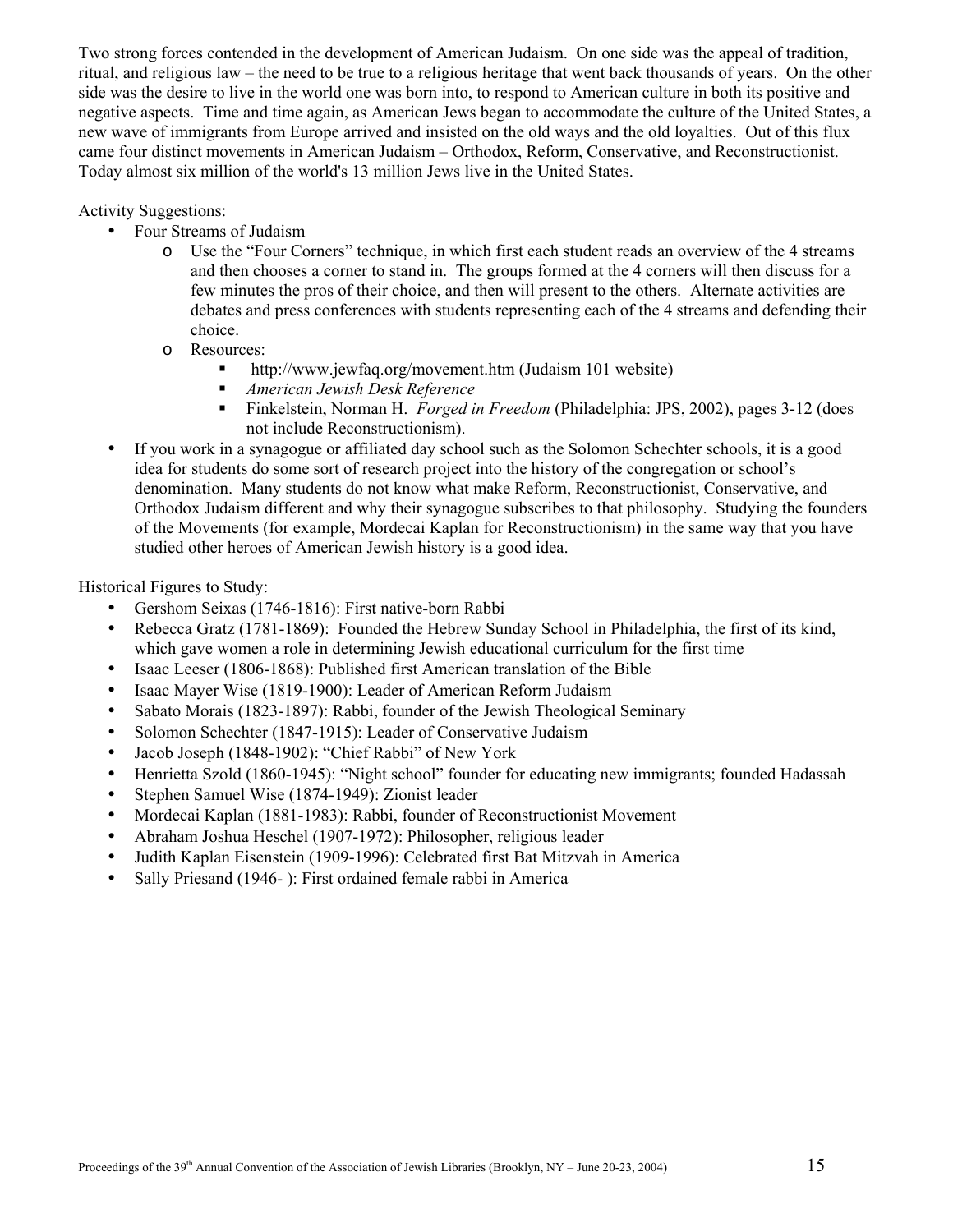Two strong forces contended in the development of American Judaism. On one side was the appeal of tradition, ritual, and religious law – the need to be true to a religious heritage that went back thousands of years. On the other side was the desire to live in the world one was born into, to respond to American culture in both its positive and negative aspects. Time and time again, as American Jews began to accommodate the culture of the United States, a new wave of immigrants from Europe arrived and insisted on the old ways and the old loyalties. Out of this flux came four distinct movements in American Judaism – Orthodox, Reform, Conservative, and Reconstructionist. Today almost six million of the world's 13 million Jews live in the United States.

Activity Suggestions:

- Four Streams of Judaism
    - Use the "Four Corners" technique, in which first each student reads an overview of the 4 streams and then chooses a corner to stand in. The groups formed at the 4 corners will then discuss for a few minutes the pros of their choice, and then will present to the others. Alternate activities are debates and press conferences with students representing each of the 4 streams and defending their choice.
    - Resources:
        - http://www.jewfaq.org/movement.htm (Judaism 101 website)
        - *American Jewish Desk Reference*
        - Finkelstein, Norman H. *Forged in Freedom* (Philadelphia: JPS, 2002), pages 3-12 (does not include Reconstructionism).
- If you work in a synagogue or affiliated day school such as the Solomon Schechter schools, it is a good idea for students do some sort of research project into the history of the congregation or school's denomination. Many students do not know what make Reform, Reconstructionist, Conservative, and Orthodox Judaism different and why their synagogue subscribes to that philosophy. Studying the founders of the Movements (for example, Mordecai Kaplan for Reconstructionism) in the same way that you have studied other heroes of American Jewish history is a good idea.

Historical Figures to Study:

- Gershom Seixas (1746-1816): First native-born Rabbi
- Rebecca Gratz (1781-1869): Founded the Hebrew Sunday School in Philadelphia, the first of its kind, which gave women a role in determining Jewish educational curriculum for the first time
- Isaac Leeser (1806-1868): Published first American translation of the Bible
- Isaac Mayer Wise (1819-1900): Leader of American Reform Judaism
- Sabato Morais (1823-1897): Rabbi, founder of the Jewish Theological Seminary
- Solomon Schechter (1847-1915): Leader of Conservative Judaism
- Jacob Joseph (1848-1902): "Chief Rabbi" of New York
- Henrietta Szold (1860-1945): "Night school" founder for educating new immigrants; founded Hadassah
- Stephen Samuel Wise (1874-1949): Zionist leader
- Mordecai Kaplan (1881-1983): Rabbi, founder of Reconstructionist Movement
- Abraham Joshua Heschel (1907-1972): Philosopher, religious leader
- Judith Kaplan Eisenstein (1909-1996): Celebrated first Bat Mitzvah in America
- Sally Priesand (1946- ): First ordained female rabbi in America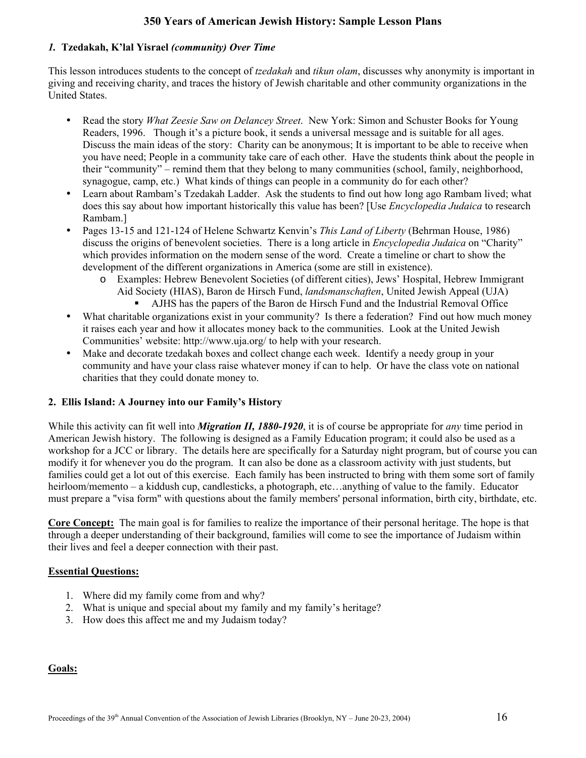## 350 Years of American Jewish History: Sample Lesson Plans

### *1.* Tzedakah, K'lal Yisrael *(community) Over Time*

This lesson introduces students to the concept of *tzedakah* and *tikun olam*, discusses why anonymity is important in giving and receiving charity, and traces the history of Jewish charitable and other community organizations in the United States.

- Read the story *What Zeesie Saw on Delancey Street*. New York: Simon and Schuster Books for Young Readers, 1996. Though it's a picture book, it sends a universal message and is suitable for all ages. Discuss the main ideas of the story: Charity can be anonymous; It is important to be able to receive when you have need; People in a community take care of each other. Have the students think about the people in their "community" – remind them that they belong to many communities (school, family, neighborhood, synagogue, camp, etc.) What kinds of things can people in a community do for each other?
- Learn about Rambam's Tzedakah Ladder. Ask the students to find out how long ago Rambam lived; what does this say about how important historically this value has been? [Use *Encyclopedia Judaica* to research Rambam.]
- Pages 13-15 and 121-124 of Helene Schwartz Kenvin's *This Land of Liberty* (Behrman House, 1986) discuss the origins of benevolent societies. There is a long article in *Encyclopedia Judaica* on "Charity" which provides information on the modern sense of the word. Create a timeline or chart to show the development of the different organizations in America (some are still in existence).
    - Examples: Hebrew Benevolent Societies (of different cities), Jews' Hospital, Hebrew Immigrant Aid Society (HIAS), Baron de Hirsch Fund, *landsmanschaften*, United Jewish Appeal (UJA)
        - AJHS has the papers of the Baron de Hirsch Fund and the Industrial Removal Office
- What charitable organizations exist in your community? Is there a federation? Find out how much money it raises each year and how it allocates money back to the communities. Look at the United Jewish Communities' website: http://www.uja.org/ to help with your research.
- Make and decorate tzedakah boxes and collect change each week. Identify a needy group in your community and have your class raise whatever money if can to help. Or have the class vote on national charities that they could donate money to.

### 2. Ellis Island: A Journey into our Family's History

While this activity can fit well into ***Migration II, 1880-1920***, it is of course be appropriate for *any* time period in American Jewish history. The following is designed as a Family Education program; it could also be used as a workshop for a JCC or library. The details here are specifically for a Saturday night program, but of course you can modify it for whenever you do the program. It can also be done as a classroom activity with just students, but families could get a lot out of this exercise. Each family has been instructed to bring with them some sort of family heirloom/memento – a kiddush cup, candlesticks, a photograph, etc…anything of value to the family. Educator must prepare a "visa form" with questions about the family members' personal information, birth city, birthdate, etc.

**Core Concept:** The main goal is for families to realize the importance of their personal heritage. The hope is that through a deeper understanding of their background, families will come to see the importance of Judaism within their lives and feel a deeper connection with their past.

**Essential Questions:**

1. Where did my family come from and why?
2. What is unique and special about my family and my family's heritage?
3. How does this affect me and my Judaism today?

**Goals:**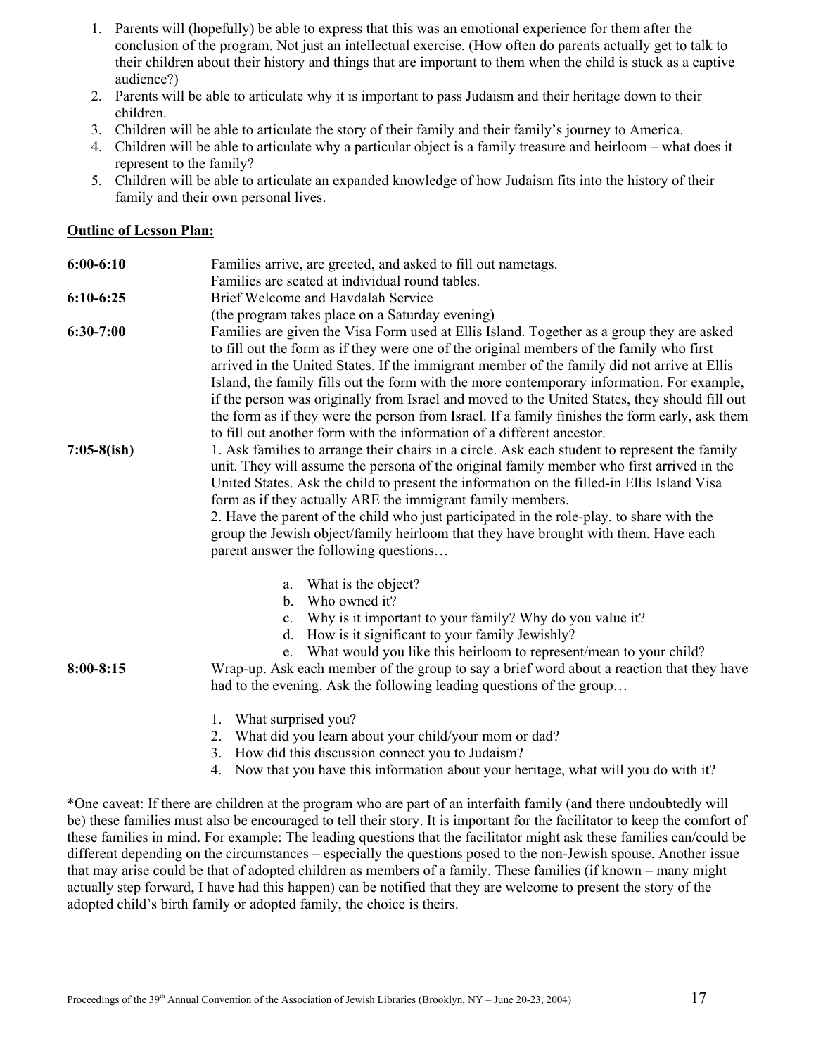1. Parents will (hopefully) be able to express that this was an emotional experience for them after the conclusion of the program. Not just an intellectual exercise. (How often do parents actually get to talk to their children about their history and things that are important to them when the child is stuck as a captive audience?)
2. Parents will be able to articulate why it is important to pass Judaism and their heritage down to their children.
3. Children will be able to articulate the story of their family and their family's journey to America.
4. Children will be able to articulate why a particular object is a family treasure and heirloom – what does it represent to the family?
5. Children will be able to articulate an expanded knowledge of how Judaism fits into the history of their family and their own personal lives.

**Outline of Lesson Plan:**

**6:00-6:10** Families arrive, are greeted, and asked to fill out nametags. Families are seated at individual round tables.

**6:10-6:25** Brief Welcome and Havdalah Service (the program takes place on a Saturday evening)

**6:30-7:00** Families are given the Visa Form used at Ellis Island. Together as a group they are asked to fill out the form as if they were one of the original members of the family who first arrived in the United States. If the immigrant member of the family did not arrive at Ellis Island, the family fills out the form with the more contemporary information. For example, if the person was originally from Israel and moved to the United States, they should fill out the form as if they were the person from Israel. If a family finishes the form early, ask them to fill out another form with the information of a different ancestor.

**7:05-8(ish)** 1. Ask families to arrange their chairs in a circle. Ask each student to represent the family unit. They will assume the persona of the original family member who first arrived in the United States. Ask the child to present the information on the filled-in Ellis Island Visa form as if they actually ARE the immigrant family members.
2. Have the parent of the child who just participated in the role-play, to share with the group the Jewish object/family heirloom that they have brought with them. Have each parent answer the following questions…

a. What is the object?
b. Who owned it?
c. Why is it important to your family? Why do you value it?
d. How is it significant to your family Jewishly?
e. What would you like this heirloom to represent/mean to your child?

**8:00-8:15** Wrap-up. Ask each member of the group to say a brief word about a reaction that they have had to the evening. Ask the following leading questions of the group…

1. What surprised you?
2. What did you learn about your child/your mom or dad?
3. How did this discussion connect you to Judaism?
4. Now that you have this information about your heritage, what will you do with it?

*One caveat: If there are children at the program who are part of an interfaith family (and there undoubtedly will be) these families must also be encouraged to tell their story. It is important for the facilitator to keep the comfort of these families in mind. For example: The leading questions that the facilitator might ask these families can/could be different depending on the circumstances – especially the questions posed to the non-Jewish spouse. Another issue that may arise could be that of adopted children as members of a family. These families (if known – many might actually step forward, I have had this happen) can be notified that they are welcome to present the story of the adopted child's birth family or adopted family, the choice is theirs.